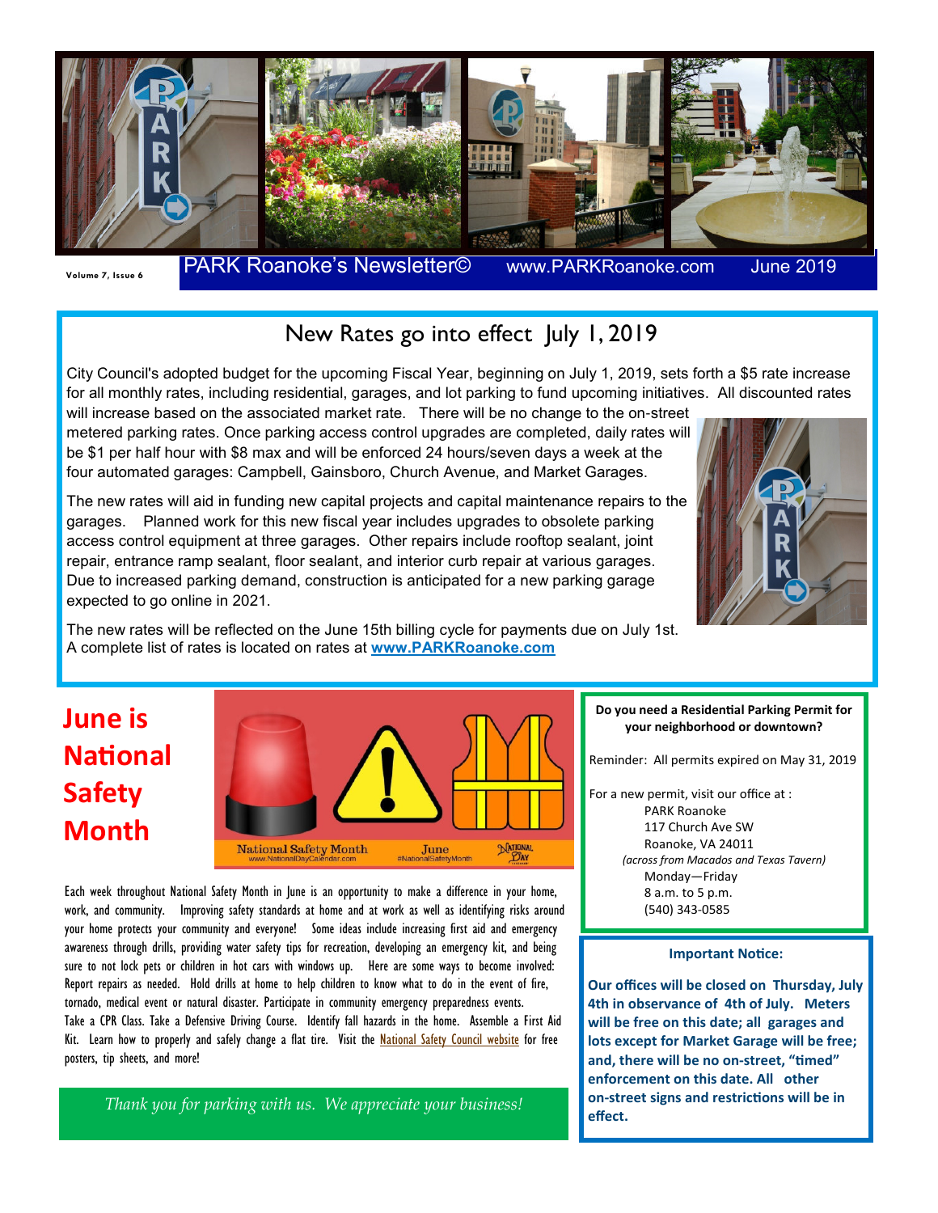PARK Roanoke's Newsletter© www.PARKRoanoke.com June 2019

Volume 7, Issue 6

## New Rates go into effect July 1, 2019

City Council's adopted budget for the upcoming Fiscal Year, beginning on July 1, 2019, sets forth a $5 rate increase for all monthly rates, including residential, garages, and lot parking to fund upcoming initiatives. All discounted rates will increase based on the associated market rate. There will be no change to the on-street metered parking rates. Once parking access control upgrades are completed, daily rates will be $1 per half hour with $8 max and will be enforced 24 hours/seven days a week at the four automated garages: Campbell, Gainsboro, Church Avenue, and Market Garages.

The new rates will aid in funding new capital projects and capital maintenance repairs to the garages. Planned work for this new fiscal year includes upgrades to obsolete parking access control equipment at three garages. Other repairs include rooftop sealant, joint repair, entrance ramp sealant, floor sealant, and interior curb repair at various garages. Due to increased parking demand, construction is anticipated for a new parking garage expected to go online in 2021.

The new rates will be reflected on the June 15th billing cycle for payments due on July 1st. A complete list of rates is located on rates at **www.PARKRoanoke.com**

## June is National Safety Month

National Safety Month www.NationalDayCalendar.com June #NationalSafetyMonth

Each week throughout National Safety Month in June is an opportunity to make a difference in your home, work, and community. Improving safety standards at home and at work as well as identifying risks around your home protects your community and everyone! Some ideas include increasing first aid and emergency awareness through drills, providing water safety tips for recreation, developing an emergency kit, and being sure to not lock pets or children in hot cars with windows up. Here are some ways to become involved: Report repairs as needed. Hold drills at home to help children to know what to do in the event of fire, tornado, medical event or natural disaster. Participate in community emergency preparedness events. Take a CPR Class. Take a Defensive Driving Course. Identify fall hazards in the home. Assemble a First Aid Kit. Learn how to properly and safely change a flat tire. Visit the National Safety Council website for free posters, tip sheets, and more!

*Thank you for parking with us. We appreciate your business!*

**Do you need a Residential Parking Permit for your neighborhood or downtown?**

Reminder: All permits expired on May 31, 2019

For a new permit, visit our office at :
PARK Roanoke
117 Church Ave SW
Roanoke, VA 24011
*(across from Macados and Texas Tavern)*
Monday—Friday
8 a.m. to 5 p.m.
(540) 343-0585

**Important Notice:**

**Our offices will be closed on Thursday, July 4th in observance of 4th of July. Meters will be free on this date; all garages and lots except for Market Garage will be free; and, there will be no on-street, "timed" enforcement on this date. All other on-street signs and restrictions will be in effect.**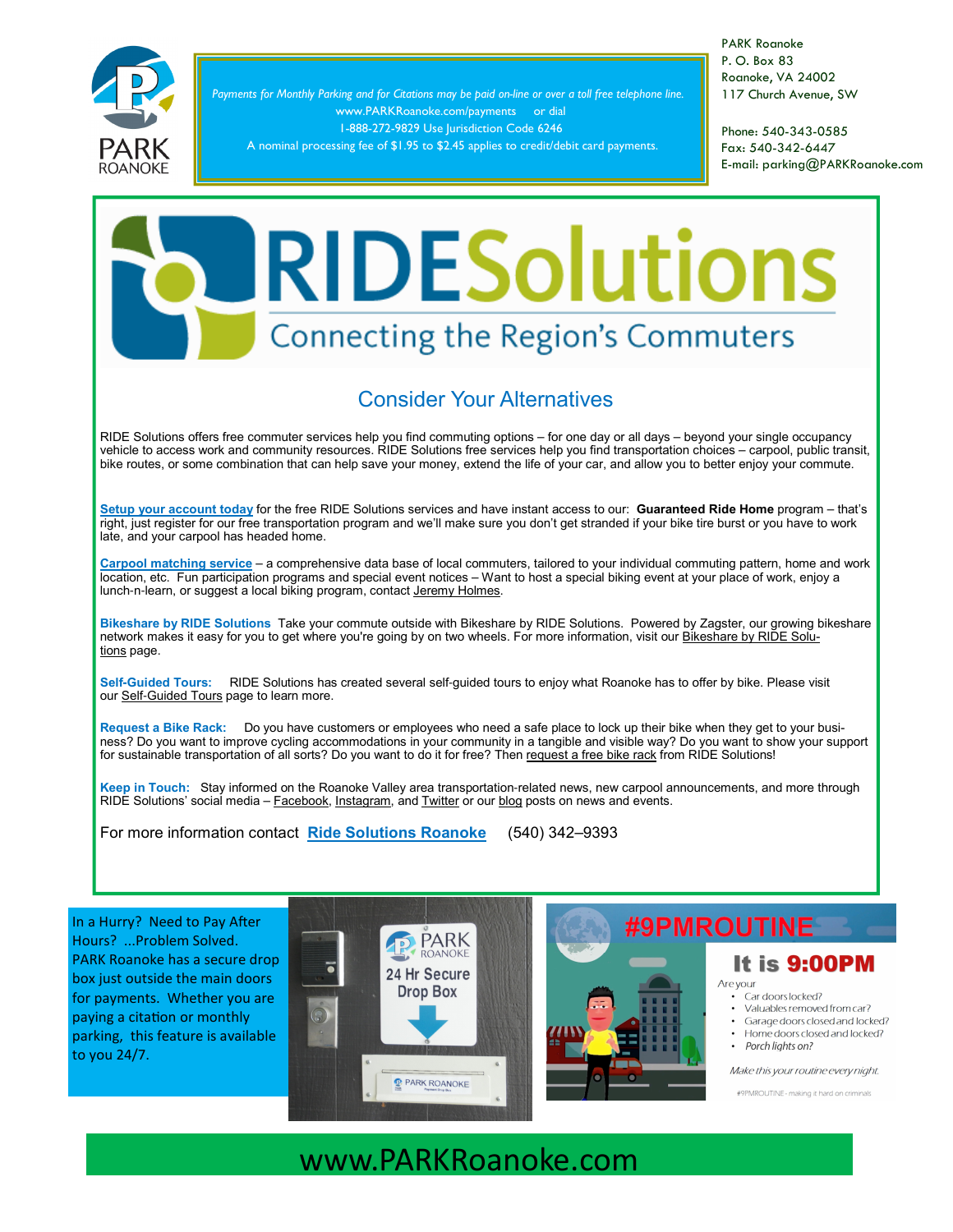PARK ROANOKE

Payments for Monthly Parking and for Citations may be paid on-line or over a toll free telephone line.
www.PARKRoanoke.com/payments or dial
1-888-272-9829 Use Jurisdiction Code 6246
A nominal processing fee of $1.95 to $2.45 applies to credit/debit card payments.

PARK Roanoke
P. O. Box 83
Roanoke, VA 24002
117 Church Avenue, SW

Phone: 540-343-0585
Fax: 540-342-6447
E-mail: parking@PARKRoanoke.com

# RIDESolutions

Connecting the Region's Commuters

## Consider Your Alternatives

RIDE Solutions offers free commuter services help you find commuting options – for one day or all days – beyond your single occupancy vehicle to access work and community resources. RIDE Solutions free services help you find transportation choices – carpool, public transit, bike routes, or some combination that can help save your money, extend the life of your car, and allow you to better enjoy your commute.

**Setup your account today** for the free RIDE Solutions services and have instant access to our: **Guaranteed Ride Home** program – that's right, just register for our free transportation program and we'll make sure you don't get stranded if your bike tire burst or you have to work late, and your carpool has headed home.

**Carpool matching service** – a comprehensive data base of local commuters, tailored to your individual commuting pattern, home and work location, etc. Fun participation programs and special event notices – Want to host a special biking event at your place of work, enjoy a lunch-n-learn, or suggest a local biking program, contact Jeremy Holmes.

**Bikeshare by RIDE Solutions** Take your commute outside with Bikeshare by RIDE Solutions. Powered by Zagster, our growing bikeshare network makes it easy for you to get where you're going by on two wheels. For more information, visit our Bikeshare by RIDE Solutions page.

**Self-Guided Tours:** RIDE Solutions has created several self-guided tours to enjoy what Roanoke has to offer by bike. Please visit our Self-Guided Tours page to learn more.

**Request a Bike Rack:** Do you have customers or employees who need a safe place to lock up their bike when they get to your business? Do you want to improve cycling accommodations in your community in a tangible and visible way? Do you want to show your support for sustainable transportation of all sorts? Do you want to do it for free? Then request a free bike rack from RIDE Solutions!

**Keep in Touch:** Stay informed on the Roanoke Valley area transportation-related news, new carpool announcements, and more through RIDE Solutions' social media – Facebook, Instagram, and Twitter or our blog posts on news and events.

For more information contact **Ride Solutions Roanoke** (540) 342–9393

In a Hurry? Need to Pay After Hours? ...Problem Solved. PARK Roanoke has a secure drop box just outside the main doors for payments. Whether you are paying a citation or monthly parking, this feature is available to you 24/7.

PARK ROANOKE
24 Hr Secure Drop Box

#9PMROUTINE

It is 9:00PM

Are your
- Car doors locked?
- Valuables removed from car?
- Garage doors closed and locked?
- Home doors closed and locked?
- Porch lights on?

Make this your routine every night.

#9PMROUTINE - making it hard on criminals

www.PARKRoanoke.com